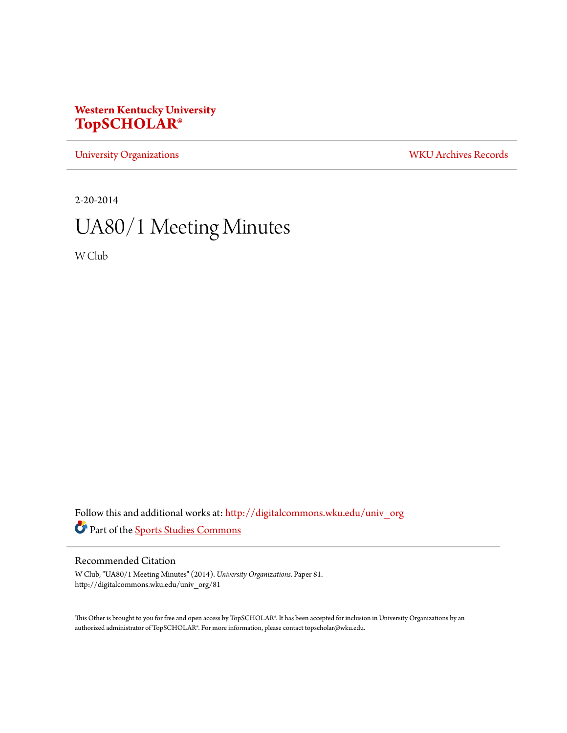**Western Kentucky University**
**TopSCHOLAR®**

University Organizations | WKU Archives Records

2-20-2014

# UA80/1 Meeting Minutes

W Club

Follow this and additional works at: http://digitalcommons.wku.edu/univ_org

Part of the Sports Studies Commons

## Recommended Citation

W Club, "UA80/1 Meeting Minutes" (2014). *University Organizations.* Paper 81.
http://digitalcommons.wku.edu/univ_org/81

This Other is brought to you for free and open access by TopSCHOLAR®. It has been accepted for inclusion in University Organizations by an authorized administrator of TopSCHOLAR®. For more information, please contact topscholar@wku.edu.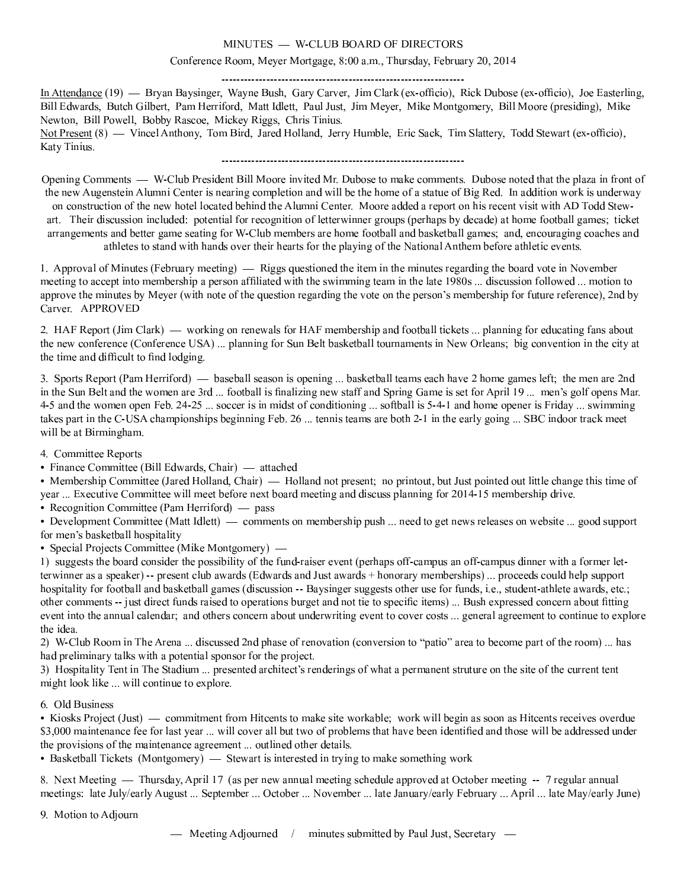MINUTES — W-CLUB BOARD OF DIRECTORS

Conference Room, Meyer Mortgage, 8:00 a.m., Thursday, February 20, 2014

---

In Attendance (19) — Bryan Baysinger, Wayne Bush, Gary Carver, Jim Clark (ex-officio), Rick Dubose (ex-officio), Joe Easterling, Bill Edwards, Butch Gilbert, Pam Herriford, Matt Idlett, Paul Just, Jim Meyer, Mike Montgomery, Bill Moore (presiding), Mike Newton, Bill Powell, Bobby Rascoe, Mickey Riggs, Chris Tinius.
Not Present (8) — Vincel Anthony, Tom Bird, Jared Holland, Jerry Humble, Eric Sack, Tim Slattery, Todd Stewart (ex-officio), Katy Tinius.

---

Opening Comments — W-Club President Bill Moore invited Mr. Dubose to make comments. Dubose noted that the plaza in front of the new Augenstein Alumni Center is nearing completion and will be the home of a statue of Big Red. In addition work is underway on construction of the new hotel located behind the Alumni Center. Moore added a report on his recent visit with AD Todd Stewart. Their discussion included: potential for recognition of letterwinner groups (perhaps by decade) at home football games; ticket arrangements and better game seating for W-Club members are home football and basketball games; and, encouraging coaches and athletes to stand with hands over their hearts for the playing of the National Anthem before athletic events.

1. Approval of Minutes (February meeting) — Riggs questioned the item in the minutes regarding the board vote in November meeting to accept into membership a person affiliated with the swimming team in the late 1980s ... discussion followed ... motion to approve the minutes by Meyer (with note of the question regarding the vote on the person's membership for future reference), 2nd by Carver. APPROVED

2. HAF Report (Jim Clark) — working on renewals for HAF membership and football tickets ... planning for educating fans about the new conference (Conference USA) ... planning for Sun Belt basketball tournaments in New Orleans; big convention in the city at the time and difficult to find lodging.

3. Sports Report (Pam Herriford) — baseball season is opening ... basketball teams each have 2 home games left; the men are 2nd in the Sun Belt and the women are 3rd ... football is finalizing new staff and Spring Game is set for April 19 ... men's golf opens Mar. 4-5 and the women open Feb. 24-25 ... soccer is in midst of conditioning ... softball is 5-4-1 and home opener is Friday ... swimming takes part in the C-USA championships beginning Feb. 26 ... tennis teams are both 2-1 in the early going ... SBC indoor track meet will be at Birmingham.

4. Committee Reports

- Finance Committee (Bill Edwards, Chair) — attached
- Membership Committee (Jared Holland, Chair) — Holland not present; no printout, but Just pointed out little change this time of year ... Executive Committee will meet before next board meeting and discuss planning for 2014-15 membership drive.
- Recognition Committee (Pam Herriford) — pass
- Development Committee (Matt Idlett) — comments on membership push ... need to get news releases on website ... good support for men's basketball hospitality
- Special Projects Committee (Mike Montgomery) —

1) suggests the board consider the possibility of the fund-raiser event (perhaps off-campus an off-campus dinner with a former letterwinner as a speaker) -- present club awards (Edwards and Just awards + honorary memberships) ... proceeds could help support hospitality for football and basketball games (discussion -- Baysinger suggests other use for funds, i.e., student-athlete awards, etc.; other comments -- just direct funds raised to operations burget and not tie to specific items) ... Bush expressed concern about fitting event into the annual calendar; and others concern about underwriting event to cover costs ... general agreement to continue to explore the idea.

2) W-Club Room in The Arena ... discussed 2nd phase of renovation (conversion to "patio" area to become part of the room) ... has had preliminary talks with a potential sponsor for the project.

3) Hospitality Tent in The Stadium ... presented architect's renderings of what a permanent struture on the site of the current tent might look like ... will continue to explore.

6. Old Business

- Kiosks Project (Just) — commitment from Hitcents to make site workable; work will begin as soon as Hitcents receives overdue $3,000 maintenance fee for last year ... will cover all but two of problems that have been identified and those will be addressed under the provisions of the maintenance agreement ... outlined other details.
- Basketball Tickets (Montgomery) — Stewart is interested in trying to make something work

8. Next Meeting — Thursday, April 17 (as per new annual meeting schedule approved at October meeting -- 7 regular annual meetings: late July/early August ... September ... October ... November ... late January/early February ... April ... late May/early June)

9. Motion to Adjourn

— Meeting Adjourned / minutes submitted by Paul Just, Secretary —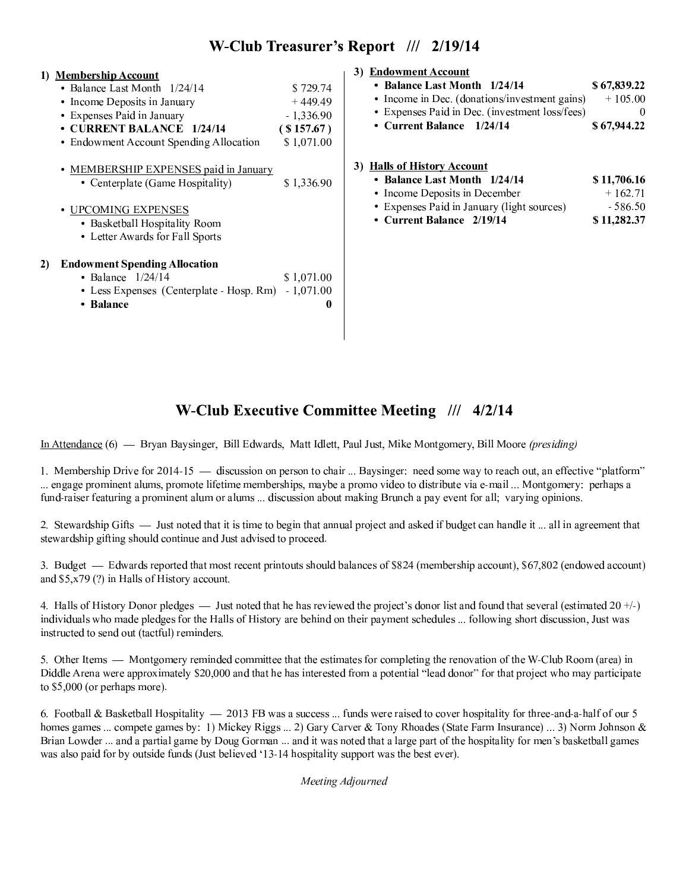# W-Club Treasurer's Report /// 2/19/14

**1) Membership Account**

| | |
|---|---|
| • Balance Last Month 1/24/14 | $ 729.74 |
| • Income Deposits in January | + 449.49 |
| • Expenses Paid in January | - 1,336.90 |
| • **CURRENT BALANCE 1/24/14** | **( $ 157.67 )** |
| • Endowment Account Spending Allocation | $ 1,071.00 |

• MEMBERSHIP EXPENSES paid in January
  • Centerplate (Game Hospitality) $ 1,336.90

• UPCOMING EXPENSES
  • Basketball Hospitality Room
  • Letter Awards for Fall Sports

**2) Endowment Spending Allocation**

| | |
|---|---|
| • Balance 1/24/14 | $ 1,071.00 |
| • Less Expenses (Centerplate - Hosp. Rm) | - 1,071.00 |
| • **Balance** | **0** |

**3) Endowment Account**

| | |
|---|---|
| • **Balance Last Month 1/24/14** | **$ 67,839.22** |
| • Income in Dec. (donations/investment gains) | + 105.00 |
| • Expenses Paid in Dec. (investment loss/fees) | 0 |
| • **Current Balance 1/24/14** | **$ 67,944.22** |

**3) Halls of History Account**

| | |
|---|---|
| • **Balance Last Month 1/24/14** | **$ 11,706.16** |
| • Income Deposits in December | + 162.71 |
| • Expenses Paid in January (light sources) | - 586.50 |
| • **Current Balance 2/19/14** | **$ 11,282.37** |

# W-Club Executive Committee Meeting /// 4/2/14

In Attendance (6) — Bryan Baysinger, Bill Edwards, Matt Idlett, Paul Just, Mike Montgomery, Bill Moore *(presiding)*

1. Membership Drive for 2014-15 — discussion on person to chair ... Baysinger: need some way to reach out, an effective "platform" ... engage prominent alums, promote lifetime memberships, maybe a promo video to distribute via e-mail ... Montgomery: perhaps a fund-raiser featuring a prominent alum or alums ... discussion about making Brunch a pay event for all; varying opinions.

2. Stewardship Gifts — Just noted that it is time to begin that annual project and asked if budget can handle it ... all in agreement that stewardship gifting should continue and Just advised to proceed.

3. Budget — Edwards reported that most recent printouts should balances of $824 (membership account), $67,802 (endowed account) and $5,x79 (?) in Halls of History account.

4. Halls of History Donor pledges — Just noted that he has reviewed the project's donor list and found that several (estimated 20 +/-) individuals who made pledges for the Halls of History are behind on their payment schedules ... following short discussion, Just was instructed to send out (tactful) reminders.

5. Other Items — Montgomery reminded committee that the estimates for completing the renovation of the W-Club Room (area) in Diddle Arena were approximately $20,000 and that he has interested from a potential "lead donor" for that project who may participate to $5,000 (or perhaps more).

6. Football & Basketball Hospitality — 2013 FB was a success ... funds were raised to cover hospitality for three-and-a-half of our 5 homes games ... compete games by: 1) Mickey Riggs ... 2) Gary Carver & Tony Rhoades (State Farm Insurance) ... 3) Norm Johnson & Brian Lowder ... and a partial game by Doug Gorman ... and it was noted that a large part of the hospitality for men's basketball games was also paid for by outside funds (Just believed '13-14 hospitality support was the best ever).

*Meeting Adjourned*